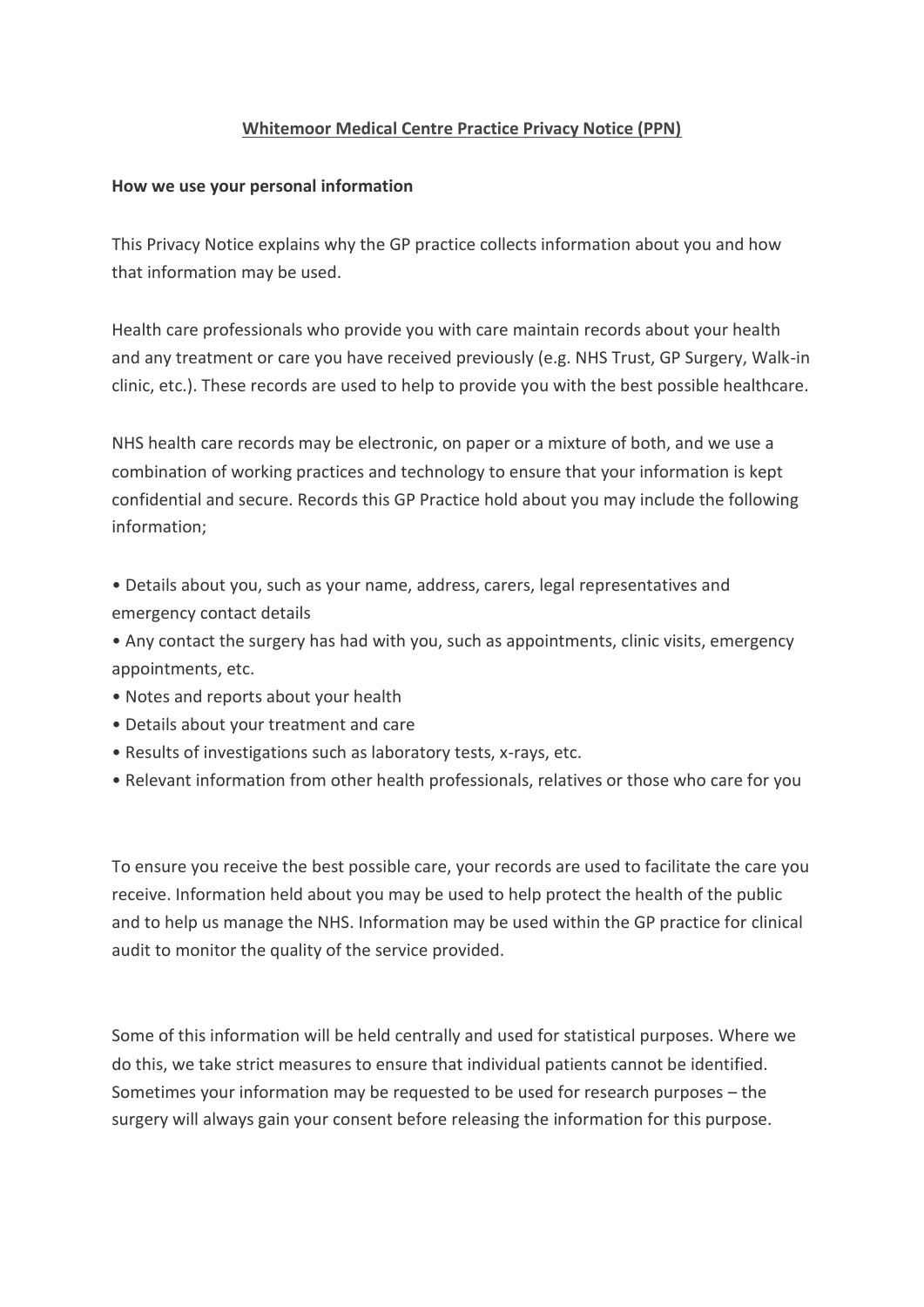# Whitemoor Medical Centre Practice Privacy Notice (PPN)

**How we use your personal information**

This Privacy Notice explains why the GP practice collects information about you and how that information may be used.

Health care professionals who provide you with care maintain records about your health and any treatment or care you have received previously (e.g. NHS Trust, GP Surgery, Walk-in clinic, etc.). These records are used to help to provide you with the best possible healthcare.

NHS health care records may be electronic, on paper or a mixture of both, and we use a combination of working practices and technology to ensure that your information is kept confidential and secure. Records this GP Practice hold about you may include the following information;

- Details about you, such as your name, address, carers, legal representatives and emergency contact details
- Any contact the surgery has had with you, such as appointments, clinic visits, emergency appointments, etc.
- Notes and reports about your health
- Details about your treatment and care
- Results of investigations such as laboratory tests, x-rays, etc.
- Relevant information from other health professionals, relatives or those who care for you

To ensure you receive the best possible care, your records are used to facilitate the care you receive. Information held about you may be used to help protect the health of the public and to help us manage the NHS. Information may be used within the GP practice for clinical audit to monitor the quality of the service provided.

Some of this information will be held centrally and used for statistical purposes. Where we do this, we take strict measures to ensure that individual patients cannot be identified. Sometimes your information may be requested to be used for research purposes – the surgery will always gain your consent before releasing the information for this purpose.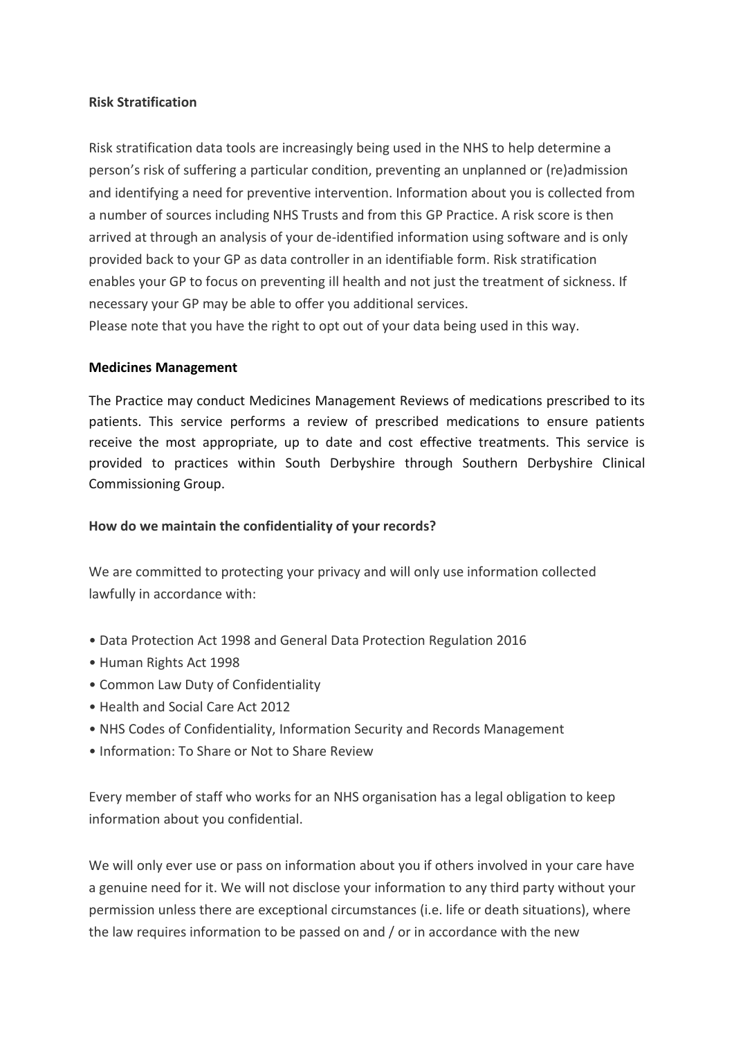**Risk Stratification**

Risk stratification data tools are increasingly being used in the NHS to help determine a person's risk of suffering a particular condition, preventing an unplanned or (re)admission and identifying a need for preventive intervention. Information about you is collected from a number of sources including NHS Trusts and from this GP Practice. A risk score is then arrived at through an analysis of your de-identified information using software and is only provided back to your GP as data controller in an identifiable form. Risk stratification enables your GP to focus on preventing ill health and not just the treatment of sickness. If necessary your GP may be able to offer you additional services.
Please note that you have the right to opt out of your data being used in this way.

**Medicines Management**

The Practice may conduct Medicines Management Reviews of medications prescribed to its patients. This service performs a review of prescribed medications to ensure patients receive the most appropriate, up to date and cost effective treatments. This service is provided to practices within South Derbyshire through Southern Derbyshire Clinical Commissioning Group.

**How do we maintain the confidentiality of your records?**

We are committed to protecting your privacy and will only use information collected lawfully in accordance with:

- Data Protection Act 1998 and General Data Protection Regulation 2016
- Human Rights Act 1998
- Common Law Duty of Confidentiality
- Health and Social Care Act 2012
- NHS Codes of Confidentiality, Information Security and Records Management
- Information: To Share or Not to Share Review

Every member of staff who works for an NHS organisation has a legal obligation to keep information about you confidential.

We will only ever use or pass on information about you if others involved in your care have a genuine need for it. We will not disclose your information to any third party without your permission unless there are exceptional circumstances (i.e. life or death situations), where the law requires information to be passed on and / or in accordance with the new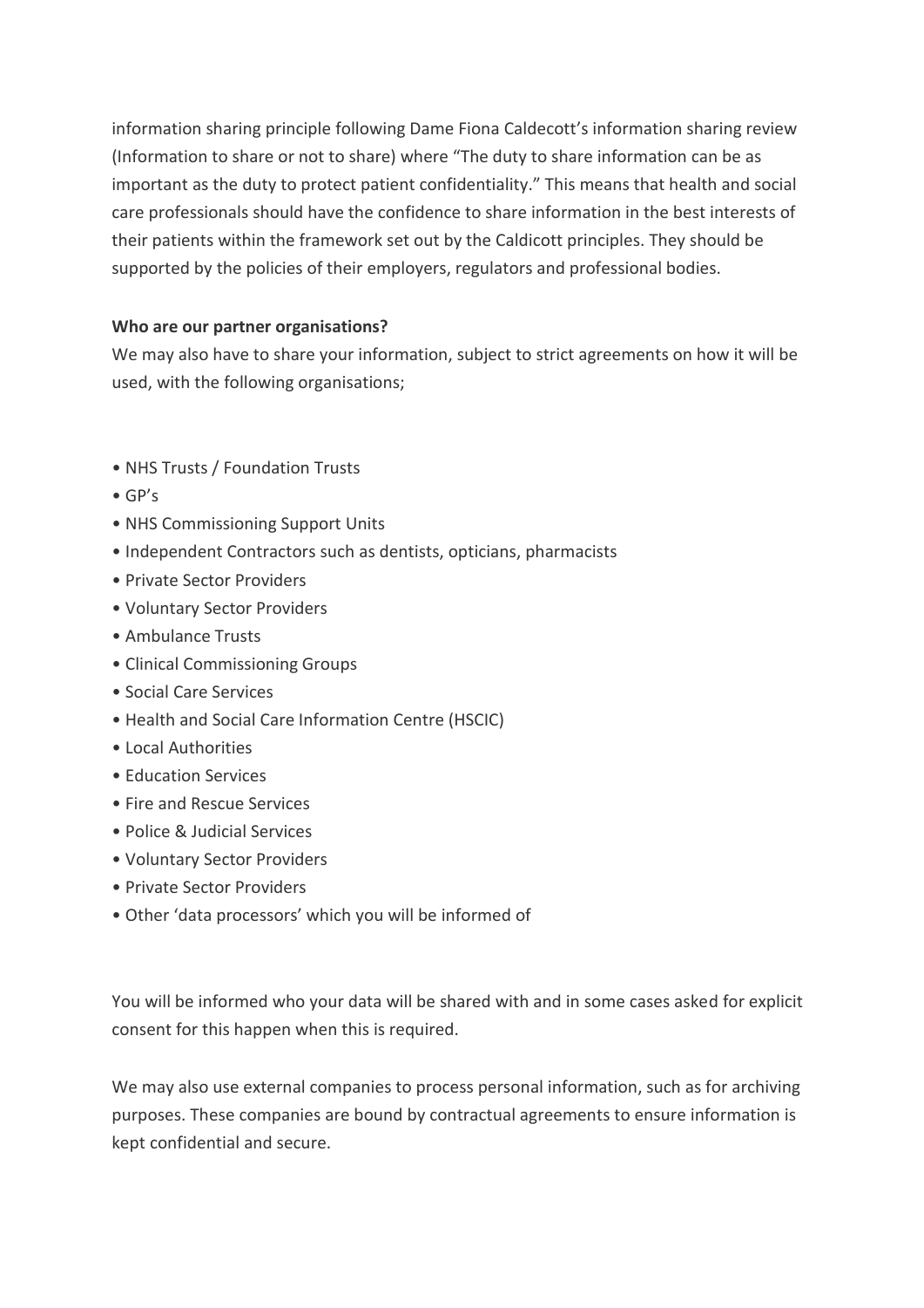information sharing principle following Dame Fiona Caldecott's information sharing review (Information to share or not to share) where "The duty to share information can be as important as the duty to protect patient confidentiality." This means that health and social care professionals should have the confidence to share information in the best interests of their patients within the framework set out by the Caldicott principles. They should be supported by the policies of their employers, regulators and professional bodies.

**Who are our partner organisations?**

We may also have to share your information, subject to strict agreements on how it will be used, with the following organisations;

- NHS Trusts / Foundation Trusts
- GP's
- NHS Commissioning Support Units
- Independent Contractors such as dentists, opticians, pharmacists
- Private Sector Providers
- Voluntary Sector Providers
- Ambulance Trusts
- Clinical Commissioning Groups
- Social Care Services
- Health and Social Care Information Centre (HSCIC)
- Local Authorities
- Education Services
- Fire and Rescue Services
- Police & Judicial Services
- Voluntary Sector Providers
- Private Sector Providers
- Other 'data processors' which you will be informed of

You will be informed who your data will be shared with and in some cases asked for explicit consent for this happen when this is required.

We may also use external companies to process personal information, such as for archiving purposes. These companies are bound by contractual agreements to ensure information is kept confidential and secure.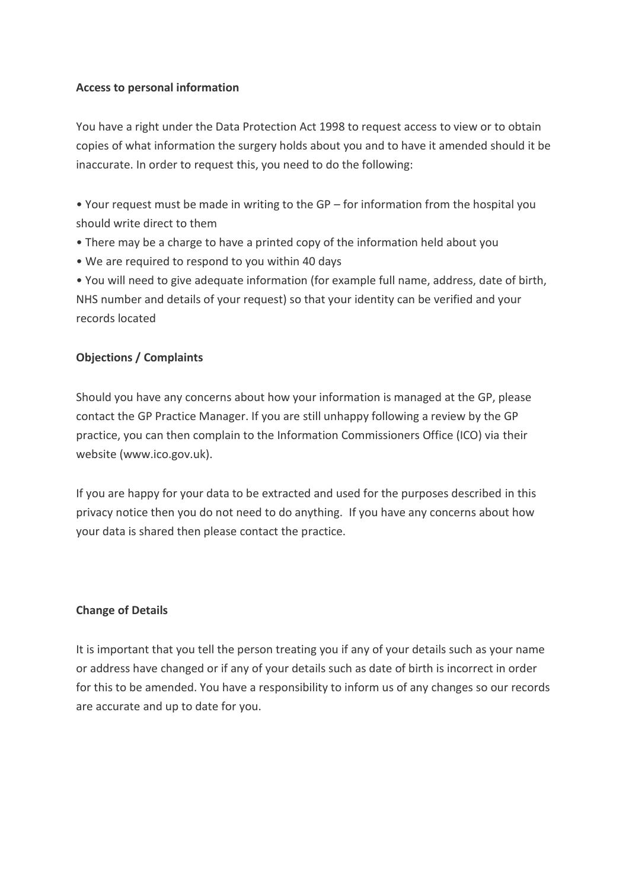**Access to personal information**

You have a right under the Data Protection Act 1998 to request access to view or to obtain copies of what information the surgery holds about you and to have it amended should it be inaccurate. In order to request this, you need to do the following:

- Your request must be made in writing to the GP – for information from the hospital you should write direct to them
- There may be a charge to have a printed copy of the information held about you
- We are required to respond to you within 40 days
- You will need to give adequate information (for example full name, address, date of birth, NHS number and details of your request) so that your identity can be verified and your records located

**Objections / Complaints**

Should you have any concerns about how your information is managed at the GP, please contact the GP Practice Manager. If you are still unhappy following a review by the GP practice, you can then complain to the Information Commissioners Office (ICO) via their website (www.ico.gov.uk).

If you are happy for your data to be extracted and used for the purposes described in this privacy notice then you do not need to do anything. If you have any concerns about how your data is shared then please contact the practice.

**Change of Details**

It is important that you tell the person treating you if any of your details such as your name or address have changed or if any of your details such as date of birth is incorrect in order for this to be amended. You have a responsibility to inform us of any changes so our records are accurate and up to date for you.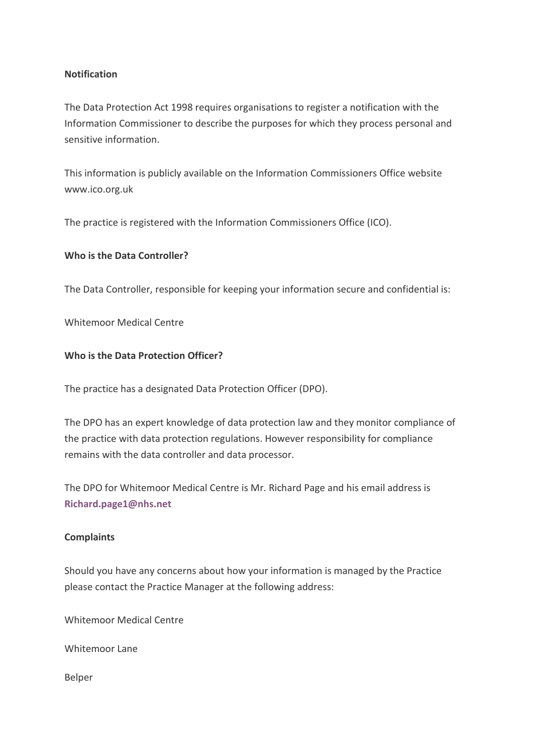**Notification**

The Data Protection Act 1998 requires organisations to register a notification with the Information Commissioner to describe the purposes for which they process personal and sensitive information.

This information is publicly available on the Information Commissioners Office website www.ico.org.uk

The practice is registered with the Information Commissioners Office (ICO).

**Who is the Data Controller?**

The Data Controller, responsible for keeping your information secure and confidential is:

Whitemoor Medical Centre

**Who is the Data Protection Officer?**

The practice has a designated Data Protection Officer (DPO).

The DPO has an expert knowledge of data protection law and they monitor compliance of the practice with data protection regulations. However responsibility for compliance remains with the data controller and data processor.

The DPO for Whitemoor Medical Centre is Mr. Richard Page and his email address is **Richard.page1@nhs.net**

**Complaints**

Should you have any concerns about how your information is managed by the Practice please contact the Practice Manager at the following address:

Whitemoor Medical Centre

Whitemoor Lane

Belper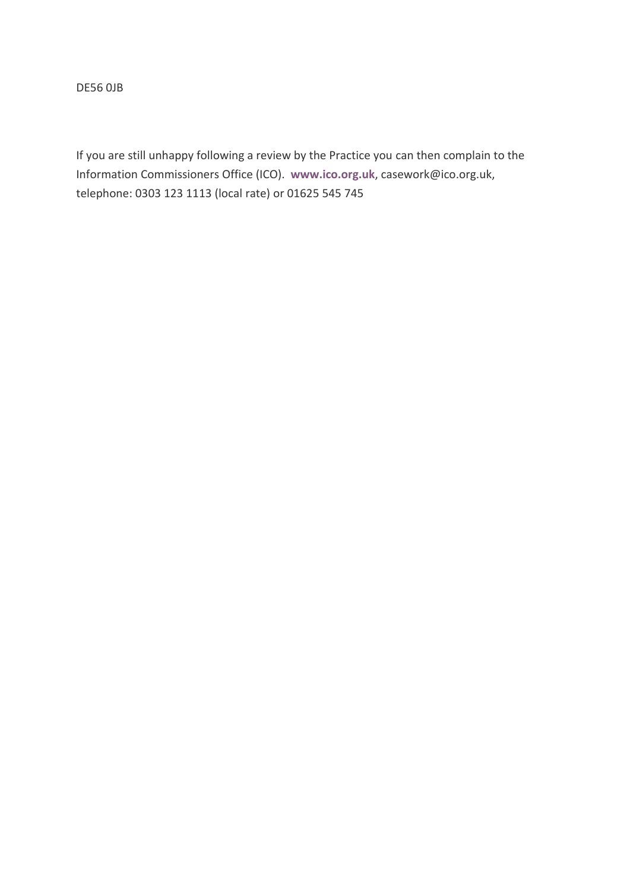DE56 0JB

If you are still unhappy following a review by the Practice you can then complain to the Information Commissioners Office (ICO). **www.ico.org.uk**, casework@ico.org.uk, telephone: 0303 123 1113 (local rate) or 01625 545 745